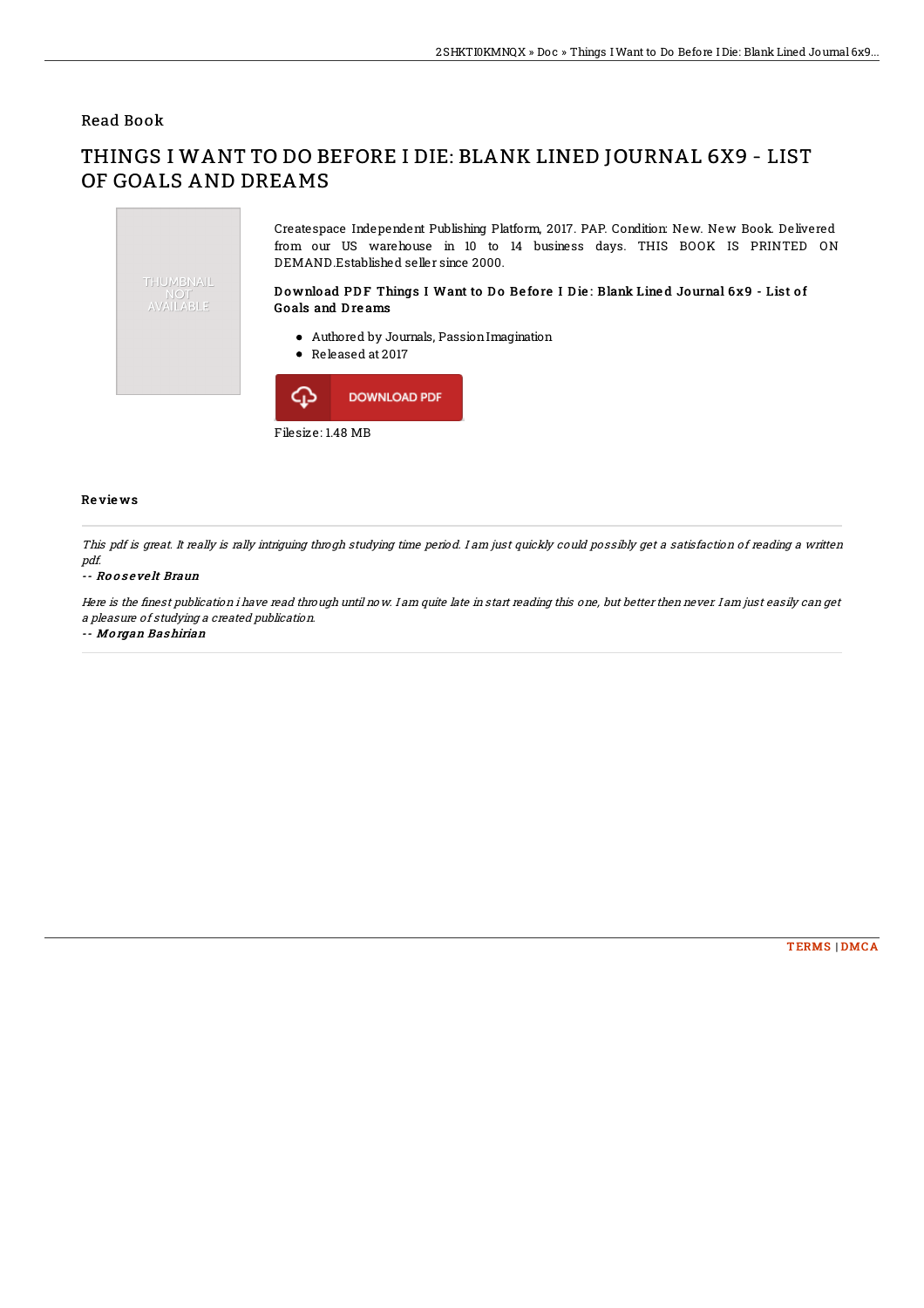Read Book

# THINGS I WANT TO DO BEFORE I DIE: BLANK LINED JOURNAL 6X9 - LIST OF GOALS AND DREAMS

THUMBNAIL NOT AVAILABLE

Createspace Independent Publishing Platform, 2017. PAP. Condition: New. New Book. Delivered from our US warehouse in 10 to 14 business days. THIS BOOK IS PRINTED ON DEMAND.Established seller since 2000.

### Download PDF Things I Want to Do Before I Die: Blank Lined Journal 6x9 - List of Goals and Dreams

- Authored by Journals, Passion Imagination
- Released at 2017

DOWNLOAD PDF

Filesize: 1.48 MB

## Reviews

*This pdf is great. It really is rally intriguing throgh studying time period. I am just quickly could possibly get a satisfaction of reading a written pdf.*

*-- Roosevelt Braun*

*Here is the finest publication i have read through until now. I am quite late in start reading this one, but better then never. I am just easily can get a pleasure of studying a created publication.*

*-- Morgan Bashirian*

TERMS | DMCA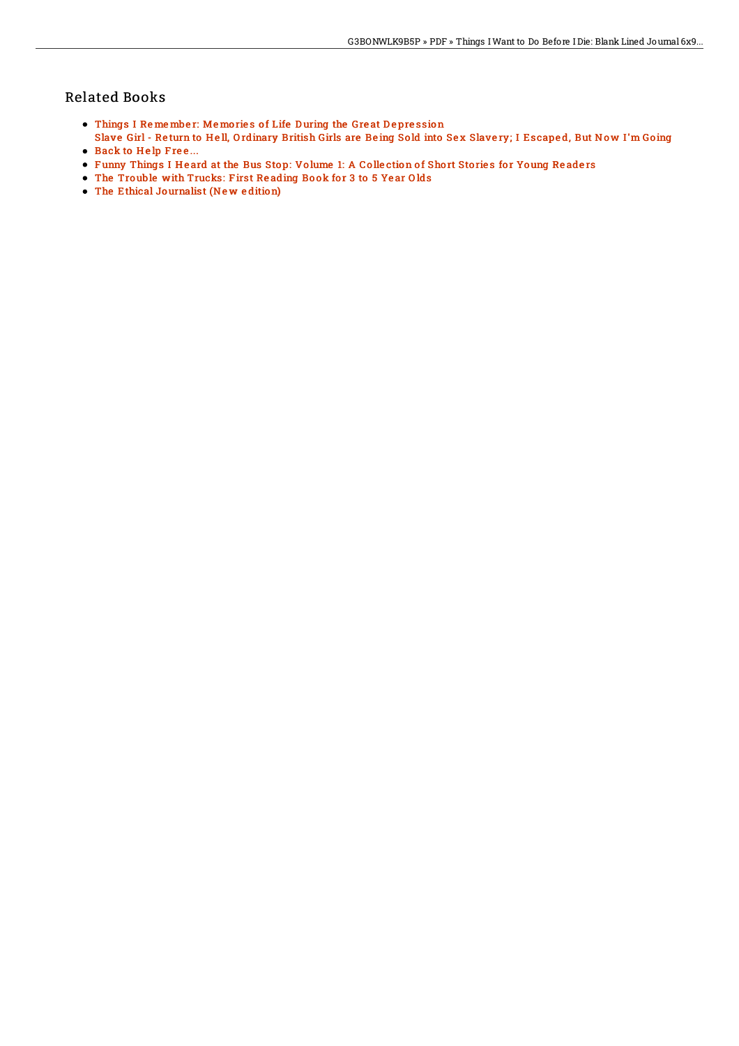## Related Books

- Things I Remember: Memories of Life During the Great Depression
  Slave Girl - Return to Hell, Ordinary British Girls are Being Sold into Sex Slavery; I Escaped, But Now I'm Going
- Back to Help Free...
- Funny Things I Heard at the Bus Stop: Volume 1: A Collection of Short Stories for Young Readers
- The Trouble with Trucks: First Reading Book for 3 to 5 Year Olds
- The Ethical Journalist (New edition)